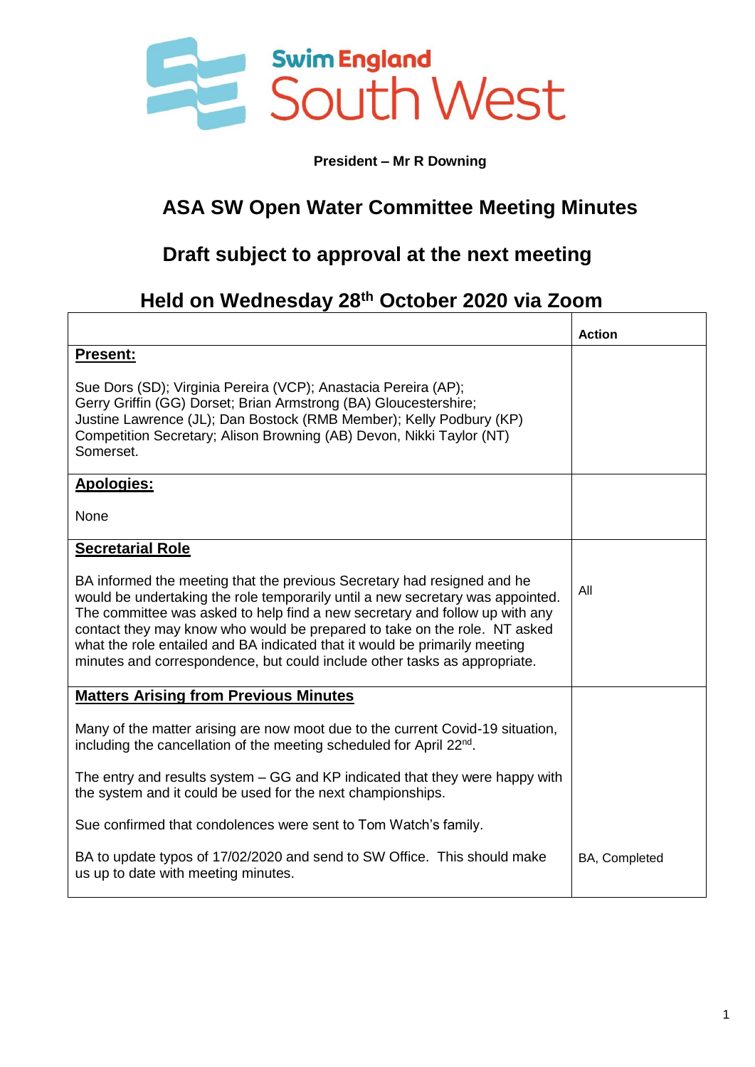**President – Mr R Downing**

# ASA SW Open Water Committee Meeting Minutes

## Draft subject to approval at the next meeting

## Held on Wednesday 28th October 2020 via Zoom

| | Action |
|---|---|
| **Present:**<br><br>Sue Dors (SD); Virginia Pereira (VCP); Anastacia Pereira (AP); Gerry Griffin (GG) Dorset; Brian Armstrong (BA) Gloucestershire; Justine Lawrence (JL); Dan Bostock (RMB Member); Kelly Podbury (KP) Competition Secretary; Alison Browning (AB) Devon, Nikki Taylor (NT) Somerset. | |
| **Apologies:**<br><br>None | |
| **Secretarial Role**<br><br>BA informed the meeting that the previous Secretary had resigned and he would be undertaking the role temporarily until a new secretary was appointed. The committee was asked to help find a new secretary and follow up with any contact they may know who would be prepared to take on the role. NT asked what the role entailed and BA indicated that it would be primarily meeting minutes and correspondence, but could include other tasks as appropriate. | All |
| **Matters Arising from Previous Minutes**<br><br>Many of the matter arising are now moot due to the current Covid-19 situation, including the cancellation of the meeting scheduled for April 22nd.<br><br>The entry and results system – GG and KP indicated that they were happy with the system and it could be used for the next championships.<br><br>Sue confirmed that condolences were sent to Tom Watch's family.<br><br>BA to update typos of 17/02/2020 and send to SW Office. This should make us up to date with meeting minutes. | BA, Completed |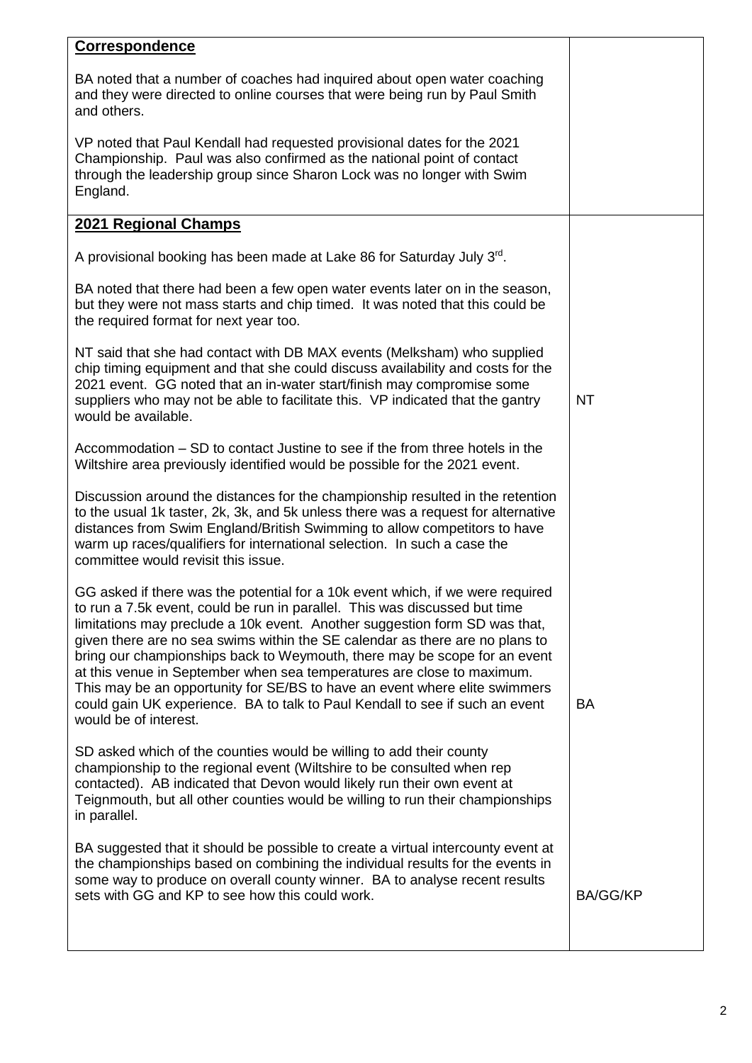| | |
|---|---|
| **Correspondence**<br><br>BA noted that a number of coaches had inquired about open water coaching and they were directed to online courses that were being run by Paul Smith and others.<br><br>VP noted that Paul Kendall had requested provisional dates for the 2021 Championship. Paul was also confirmed as the national point of contact through the leadership group since Sharon Lock was no longer with Swim England. | |
| **2021 Regional Champs**<br><br>A provisional booking has been made at Lake 86 for Saturday July 3rd.<br><br>BA noted that there had been a few open water events later on in the season, but they were not mass starts and chip timed. It was noted that this could be the required format for next year too.<br><br>NT said that she had contact with DB MAX events (Melksham) who supplied chip timing equipment and that she could discuss availability and costs for the 2021 event. GG noted that an in-water start/finish may compromise some suppliers who may not be able to facilitate this. VP indicated that the gantry would be available.<br><br>Accommodation – SD to contact Justine to see if the from three hotels in the Wiltshire area previously identified would be possible for the 2021 event.<br><br>Discussion around the distances for the championship resulted in the retention to the usual 1k taster, 2k, 3k, and 5k unless there was a request for alternative distances from Swim England/British Swimming to allow competitors to have warm up races/qualifiers for international selection. In such a case the committee would revisit this issue.<br><br>GG asked if there was the potential for a 10k event which, if we were required to run a 7.5k event, could be run in parallel. This was discussed but time limitations may preclude a 10k event. Another suggestion form SD was that, given there are no sea swims within the SE calendar as there are no plans to bring our championships back to Weymouth, there may be scope for an event at this venue in September when sea temperatures are close to maximum. This may be an opportunity for SE/BS to have an event where elite swimmers could gain UK experience. BA to talk to Paul Kendall to see if such an event would be of interest.<br><br>SD asked which of the counties would be willing to add their county championship to the regional event (Wiltshire to be consulted when rep contacted). AB indicated that Devon would likely run their own event at Teignmouth, but all other counties would be willing to run their championships in parallel.<br><br>BA suggested that it should be possible to create a virtual intercounty event at the championships based on combining the individual results for the events in some way to produce on overall county winner. BA to analyse recent results sets with GG and KP to see how this could work. | NT<br><br>BA<br><br>BA/GG/KP |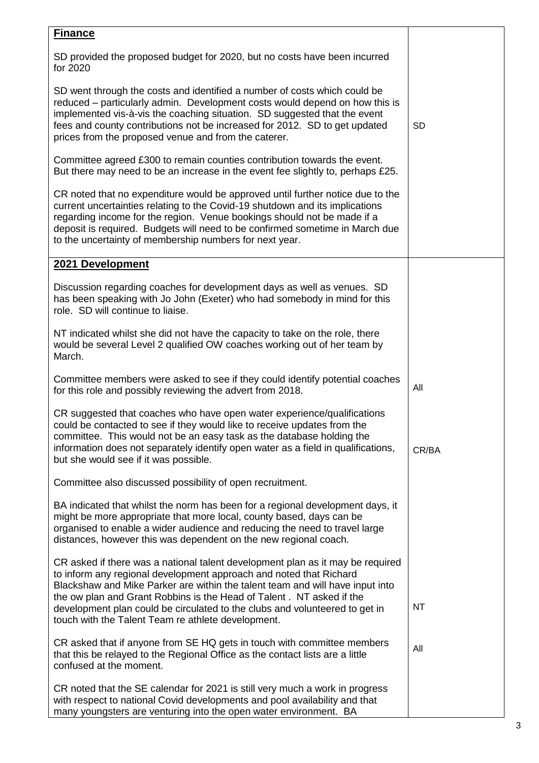| | |
|---|---|
| **Finance**<br><br>SD provided the proposed budget for 2020, but no costs have been incurred for 2020<br><br>SD went through the costs and identified a number of costs which could be reduced – particularly admin. Development costs would depend on how this is implemented vis-à-vis the coaching situation. SD suggested that the event fees and county contributions not be increased for 2012. SD to get updated prices from the proposed venue and from the caterer.<br><br>Committee agreed £300 to remain counties contribution towards the event. But there may need to be an increase in the event fee slightly to, perhaps £25.<br><br>CR noted that no expenditure would be approved until further notice due to the current uncertainties relating to the Covid-19 shutdown and its implications regarding income for the region. Venue bookings should not be made if a deposit is required. Budgets will need to be confirmed sometime in March due to the uncertainty of membership numbers for next year. | SD |
| **2021 Development**<br><br>Discussion regarding coaches for development days as well as venues. SD has been speaking with Jo John (Exeter) who had somebody in mind for this role. SD will continue to liaise.<br><br>NT indicated whilst she did not have the capacity to take on the role, there would be several Level 2 qualified OW coaches working out of her team by March.<br><br>Committee members were asked to see if they could identify potential coaches for this role and possibly reviewing the advert from 2018.<br><br>CR suggested that coaches who have open water experience/qualifications could be contacted to see if they would like to receive updates from the committee. This would not be an easy task as the database holding the information does not separately identify open water as a field in qualifications, but she would see if it was possible.<br><br>Committee also discussed possibility of open recruitment.<br><br>BA indicated that whilst the norm has been for a regional development days, it might be more appropriate that more local, county based, days can be organised to enable a wider audience and reducing the need to travel large distances, however this was dependent on the new regional coach.<br><br>CR asked if there was a national talent development plan as it may be required to inform any regional development approach and noted that Richard Blackshaw and Mike Parker are within the talent team and will have input into the ow plan and Grant Robbins is the Head of Talent . NT asked if the development plan could be circulated to the clubs and volunteered to get in touch with the Talent Team re athlete development.<br><br>CR asked that if anyone from SE HQ gets in touch with committee members that this be relayed to the Regional Office as the contact lists are a little confused at the moment.<br><br>CR noted that the SE calendar for 2021 is still very much a work in progress with respect to national Covid developments and pool availability and that many youngsters are venturing into the open water environment. BA | All<br><br>CR/BA<br><br>NT<br><br>All |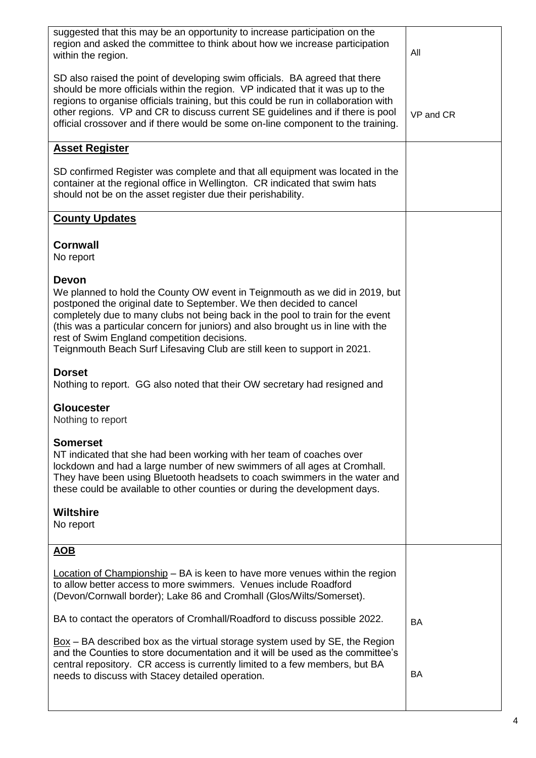| | |
|---|---|
| suggested that this may be an opportunity to increase participation on the region and asked the committee to think about how we increase participation within the region.<br><br>SD also raised the point of developing swim officials. BA agreed that there should be more officials within the region. VP indicated that it was up to the regions to organise officials training, but this could be run in collaboration with other regions. VP and CR to discuss current SE guidelines and if there is pool official crossover and if there would be some on-line component to the training. | All<br><br>VP and CR |
| **<u>Asset Register</u>**<br><br>SD confirmed Register was complete and that all equipment was located in the container at the regional office in Wellington. CR indicated that swim hats should not be on the asset register due their perishability. | |
| **<u>County Updates</u>**<br><br>**Cornwall**<br>No report<br><br>**Devon**<br>We planned to hold the County OW event in Teignmouth as we did in 2019, but postponed the original date to September. We then decided to cancel completely due to many clubs not being back in the pool to train for the event (this was a particular concern for juniors) and also brought us in line with the rest of Swim England competition decisions.<br>Teignmouth Beach Surf Lifesaving Club are still keen to support in 2021.<br><br>**Dorset**<br>Nothing to report. GG also noted that their OW secretary had resigned and<br><br>**Gloucester**<br>Nothing to report<br><br>**Somerset**<br>NT indicated that she had been working with her team of coaches over lockdown and had a large number of new swimmers of all ages at Cromhall. They have been using Bluetooth headsets to coach swimmers in the water and these could be available to other counties or during the development days.<br><br>**Wiltshire**<br>No report | |
| **<u>AOB</u>**<br><br><u>Location of Championship</u> – BA is keen to have more venues within the region to allow better access to more swimmers. Venues include Roadford (Devon/Cornwall border); Lake 86 and Cromhall (Glos/Wilts/Somerset).<br><br>BA to contact the operators of Cromhall/Roadford to discuss possible 2022.<br><br><u>Box</u> – BA described box as the virtual storage system used by SE, the Region and the Counties to store documentation and it will be used as the committee's central repository. CR access is currently limited to a few members, but BA needs to discuss with Stacey detailed operation. | <br><br><br><br>BA<br><br><br>BA |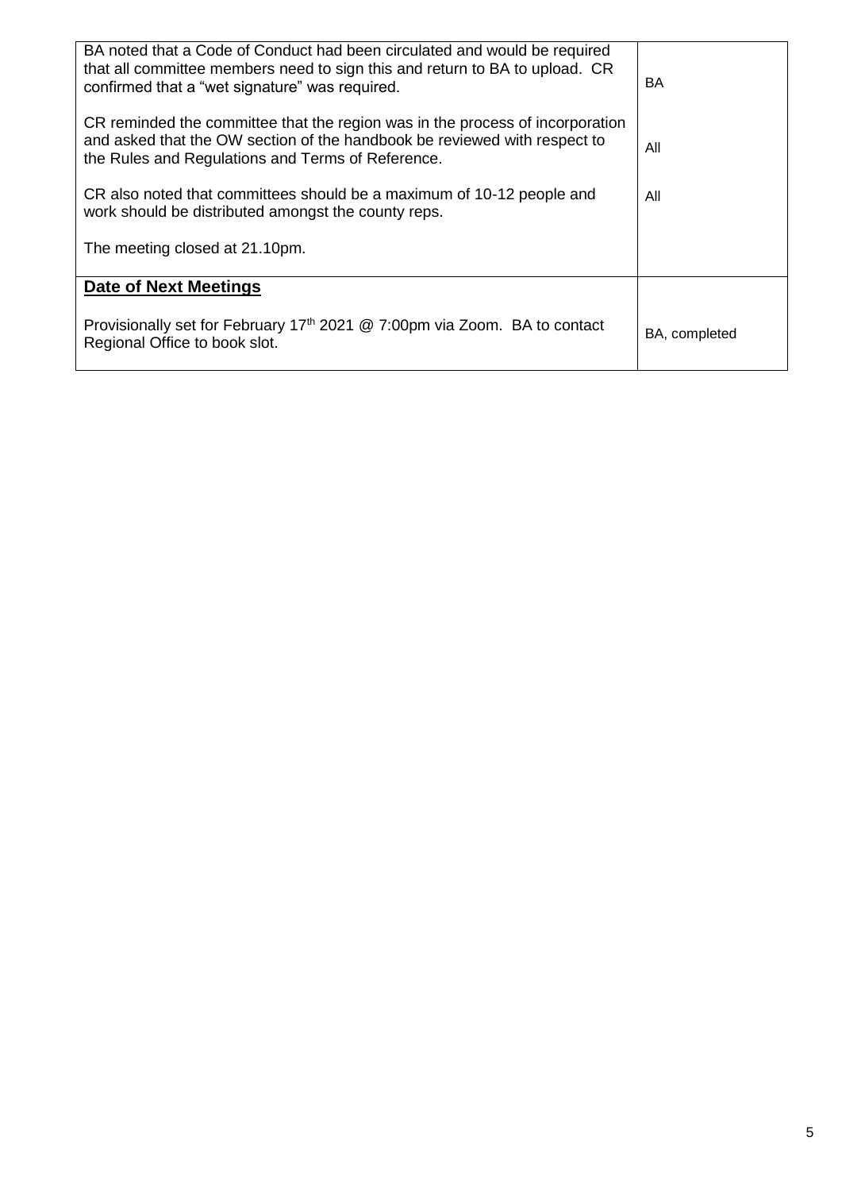| | |
|---|---|
| BA noted that a Code of Conduct had been circulated and would be required that all committee members need to sign this and return to BA to upload. CR confirmed that a "wet signature" was required. | BA |
| CR reminded the committee that the region was in the process of incorporation and asked that the OW section of the handbook be reviewed with respect to the Rules and Regulations and Terms of Reference. | All |
| CR also noted that committees should be a maximum of 10-12 people and work should be distributed amongst the county reps. | All |
| The meeting closed at 21.10pm. | |
| **Date of Next Meetings**<br><br>Provisionally set for February 17th 2021 @ 7:00pm via Zoom. BA to contact Regional Office to book slot. | BA, completed |